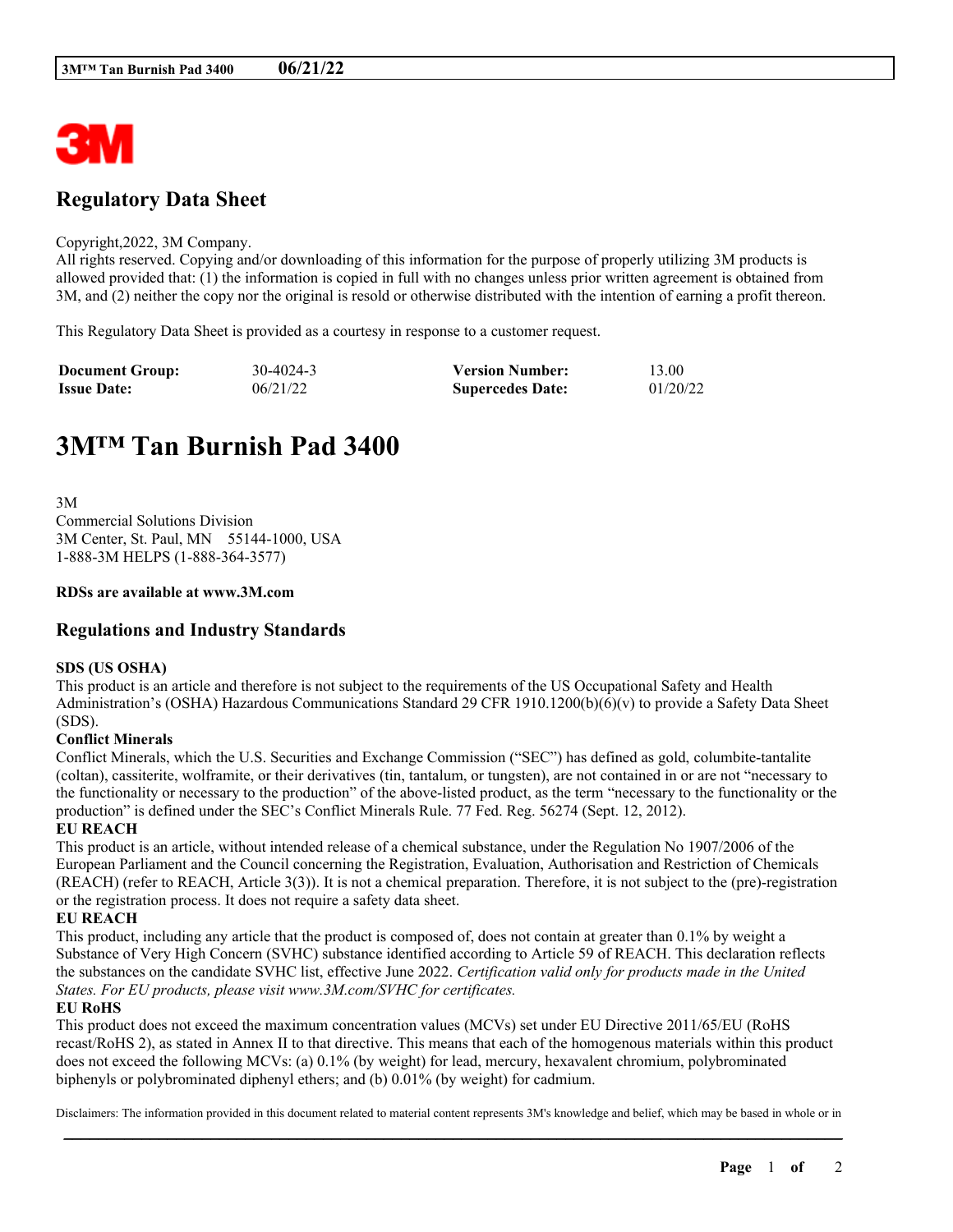# Regulatory Data Sheet

Copyright,2022, 3M Company.
All rights reserved. Copying and/or downloading of this information for the purpose of properly utilizing 3M products is allowed provided that: (1) the information is copied in full with no changes unless prior written agreement is obtained from 3M, and (2) neither the copy nor the original is resold or otherwise distributed with the intention of earning a profit thereon.

This Regulatory Data Sheet is provided as a courtesy in response to a customer request.

| **Document Group:** | 30-4024-3 | **Version Number:** | 13.00 |
|---|---|---|---|
| **Issue Date:** | 06/21/22 | **Supercedes Date:** | 01/20/22 |

# 3M™ Tan Burnish Pad 3400

3M
Commercial Solutions Division
3M Center, St. Paul, MN 55144-1000, USA
1-888-3M HELPS (1-888-364-3577)

**RDSs are available at www.3M.com**

## Regulations and Industry Standards

**SDS (US OSHA)**
This product is an article and therefore is not subject to the requirements of the US Occupational Safety and Health Administration's (OSHA) Hazardous Communications Standard 29 CFR 1910.1200(b)(6)(v) to provide a Safety Data Sheet (SDS).

**Conflict Minerals**
Conflict Minerals, which the U.S. Securities and Exchange Commission ("SEC") has defined as gold, columbite-tantalite (coltan), cassiterite, wolframite, or their derivatives (tin, tantalum, or tungsten), are not contained in or are not "necessary to the functionality or necessary to the production" of the above-listed product, as the term "necessary to the functionality or the production" is defined under the SEC's Conflict Minerals Rule. 77 Fed. Reg. 56274 (Sept. 12, 2012).

**EU REACH**
This product is an article, without intended release of a chemical substance, under the Regulation No 1907/2006 of the European Parliament and the Council concerning the Registration, Evaluation, Authorisation and Restriction of Chemicals (REACH) (refer to REACH, Article 3(3)). It is not a chemical preparation. Therefore, it is not subject to the (pre)-registration or the registration process. It does not require a safety data sheet.

**EU REACH**
This product, including any article that the product is composed of, does not contain at greater than 0.1% by weight a Substance of Very High Concern (SVHC) substance identified according to Article 59 of REACH. This declaration reflects the substances on the candidate SVHC list, effective June 2022. *Certification valid only for products made in the United States. For EU products, please visit www.3M.com/SVHC for certificates.*

**EU RoHS**
This product does not exceed the maximum concentration values (MCVs) set under EU Directive 2011/65/EU (RoHS recast/RoHS 2), as stated in Annex II to that directive. This means that each of the homogenous materials within this product does not exceed the following MCVs: (a) 0.1% (by weight) for lead, mercury, hexavalent chromium, polybrominated biphenyls or polybrominated diphenyl ethers; and (b) 0.01% (by weight) for cadmium.

Disclaimers: The information provided in this document related to material content represents 3M's knowledge and belief, which may be based in whole or in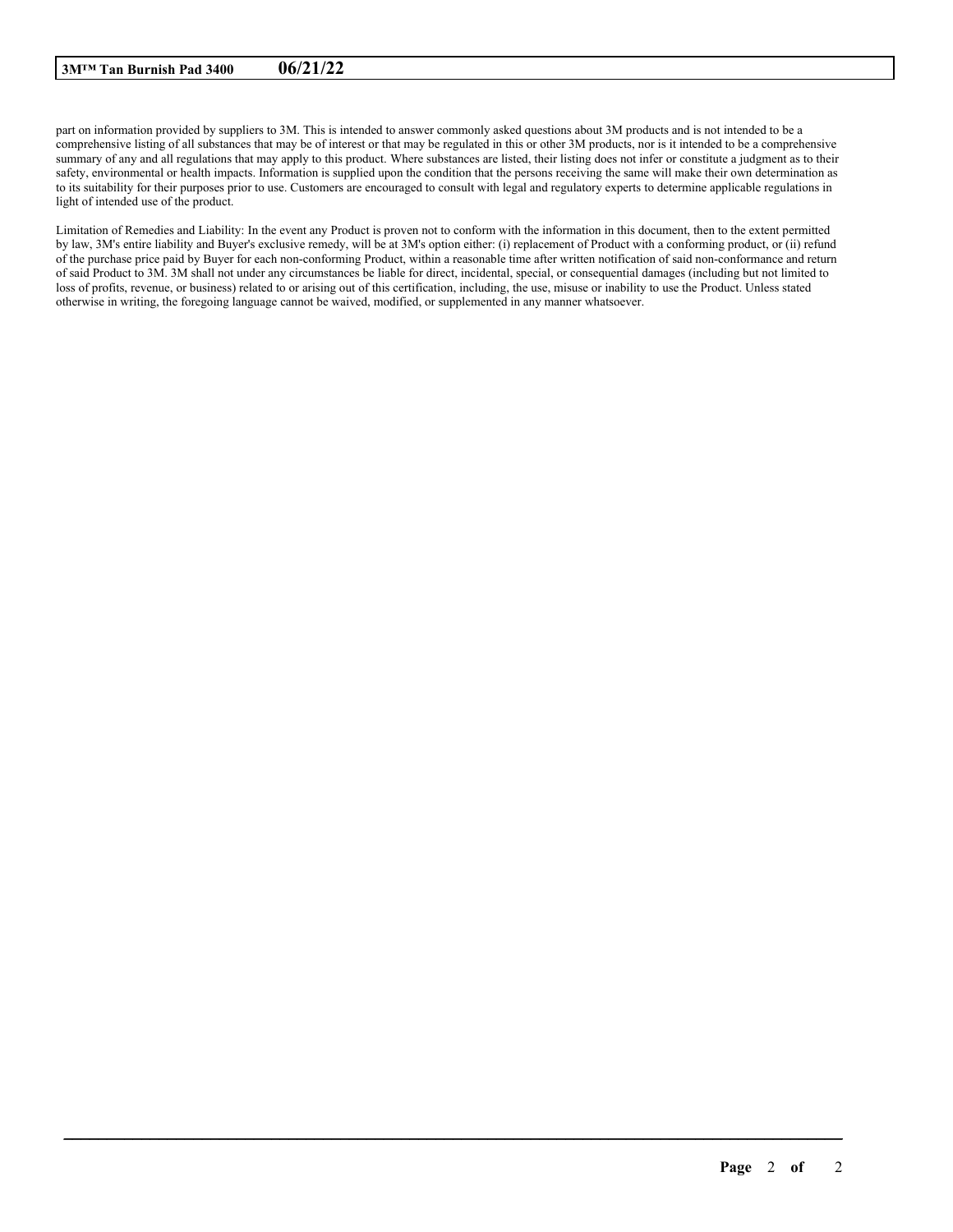part on information provided by suppliers to 3M. This is intended to answer commonly asked questions about 3M products and is not intended to be a comprehensive listing of all substances that may be of interest or that may be regulated in this or other 3M products, nor is it intended to be a comprehensive summary of any and all regulations that may apply to this product. Where substances are listed, their listing does not infer or constitute a judgment as to their safety, environmental or health impacts. Information is supplied upon the condition that the persons receiving the same will make their own determination as to its suitability for their purposes prior to use. Customers are encouraged to consult with legal and regulatory experts to determine applicable regulations in light of intended use of the product.

Limitation of Remedies and Liability: In the event any Product is proven not to conform with the information in this document, then to the extent permitted by law, 3M's entire liability and Buyer's exclusive remedy, will be at 3M's option either: (i) replacement of Product with a conforming product, or (ii) refund of the purchase price paid by Buyer for each non-conforming Product, within a reasonable time after written notification of said non-conformance and return of said Product to 3M. 3M shall not under any circumstances be liable for direct, incidental, special, or consequential damages (including but not limited to loss of profits, revenue, or business) related to or arising out of this certification, including, the use, misuse or inability to use the Product. Unless stated otherwise in writing, the foregoing language cannot be waived, modified, or supplemented in any manner whatsoever.